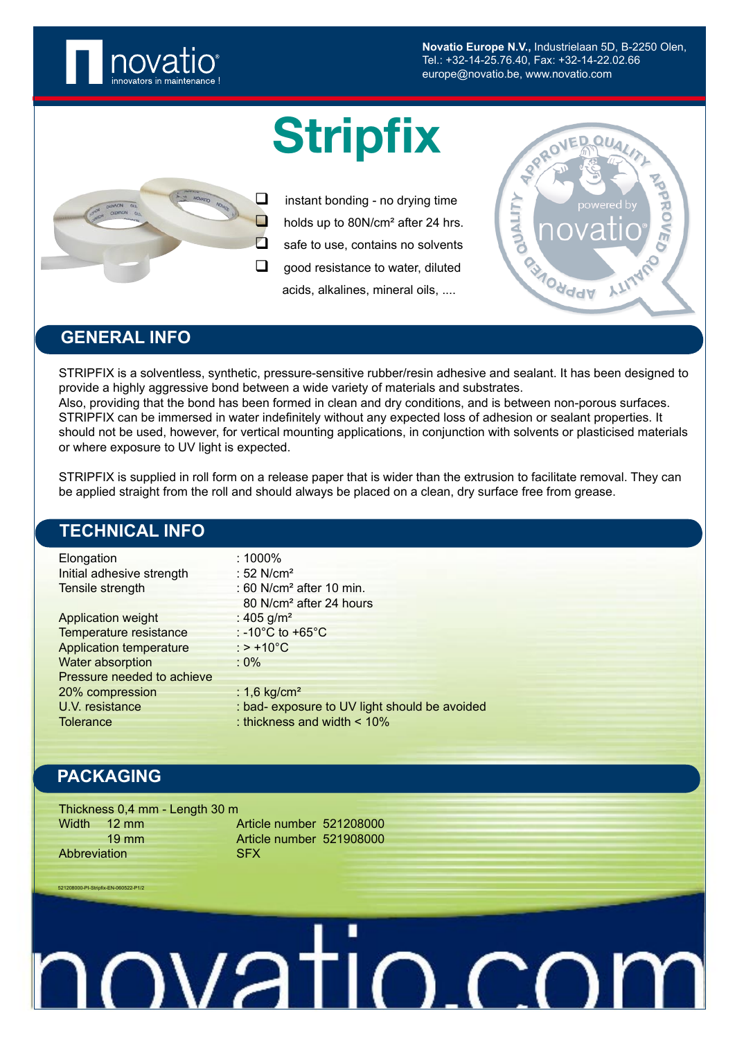**Novatio Europe N.V.**, Industrielaan 5D, B-2250 Olen,
Tel.: +32-14-25.76.40, Fax: +32-14-22.02.66
europe@novatio.be, www.novatio.com

# Stripfix

- instant bonding - no drying time
- holds up to 80N/cm² after 24 hrs.
- safe to use, contains no solvents
- good resistance to water, diluted acids, alkalines, mineral oils, ....

## GENERAL INFO

STRIPFIX is a solventless, synthetic, pressure-sensitive rubber/resin adhesive and sealant. It has been designed to provide a highly aggressive bond between a wide variety of materials and substrates.
Also, providing that the bond has been formed in clean and dry conditions, and is between non-porous surfaces. STRIPFIX can be immersed in water indefinitely without any expected loss of adhesion or sealant properties. It should not be used, however, for vertical mounting applications, in conjunction with solvents or plasticised materials or where exposure to UV light is expected.

STRIPFIX is supplied in roll form on a release paper that is wider than the extrusion to facilitate removal. They can be applied straight from the roll and should always be placed on a clean, dry surface free from grease.

## TECHNICAL INFO

| | |
|---|---|
| Elongation | : 1000% |
| Initial adhesive strength | : 52 N/cm² |
| Tensile strength | : 60 N/cm² after 10 min.<br>80 N/cm² after 24 hours |
| Application weight | : 405 g/m² |
| Temperature resistance | : -10°C to +65°C |
| Application temperature | : > +10°C |
| Water absorption | : 0% |
| Pressure needed to achieve 20% compression | : 1,6 kg/cm² |
| U.V. resistance | : bad- exposure to UV light should be avoided |
| Tolerance | : thickness and width < 10% |

## PACKAGING

Thickness 0,4 mm - Length 30 m

| | | |
|---|---|---|
| Width | 12 mm | Article number 521208000 |
| | 19 mm | Article number 521908000 |
| Abbreviation | | SFX |

521208000-PI-Stripfix-EN-060522-P1/2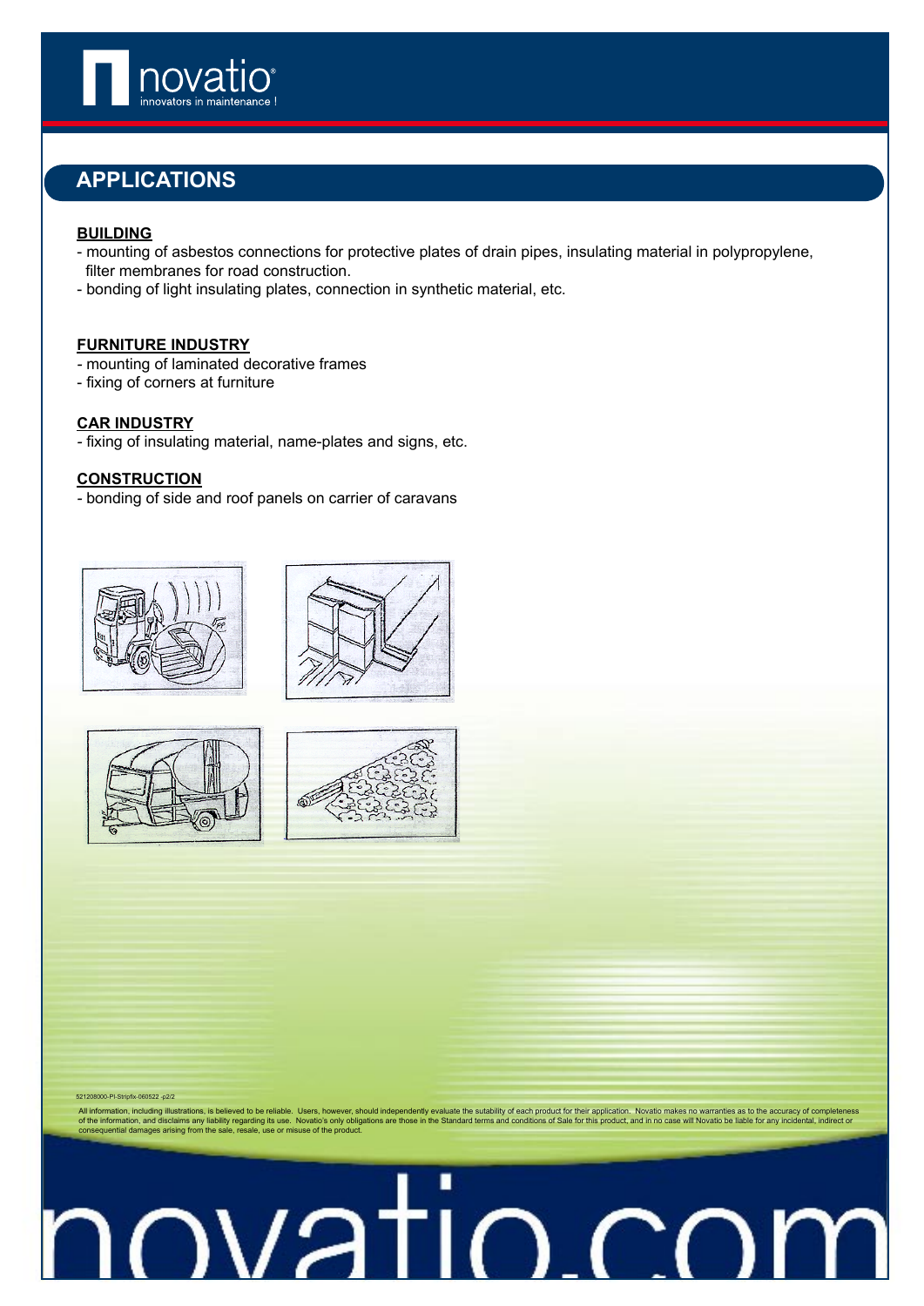## APPLICATIONS

**BUILDING**

- mounting of asbestos connections for protective plates of drain pipes, insulating material in polypropylene, filter membranes for road construction.
- bonding of light insulating plates, connection in synthetic material, etc.

**FURNITURE INDUSTRY**

- mounting of laminated decorative frames
- fixing of corners at furniture

**CAR INDUSTRY**

- fixing of insulating material, name-plates and signs, etc.

**CONSTRUCTION**

- bonding of side and roof panels on carrier of caravans

521208000-PI-Stripfix-060522 -p2/2

All information, including illustrations, is believed to be reliable. Users, however, should independently evaluate the sutability of each product for their application. Novatio makes no warranties as to the accuracy of completeness of the information, and disclaims any liability regarding its use. Novatio's only obligations are those in the Standard terms and conditions of Sale for this product, and in no case will Novatio be liable for any incidental, indirect or consequential damages arising from the sale, resale, use or misuse of the product.

novatio.com